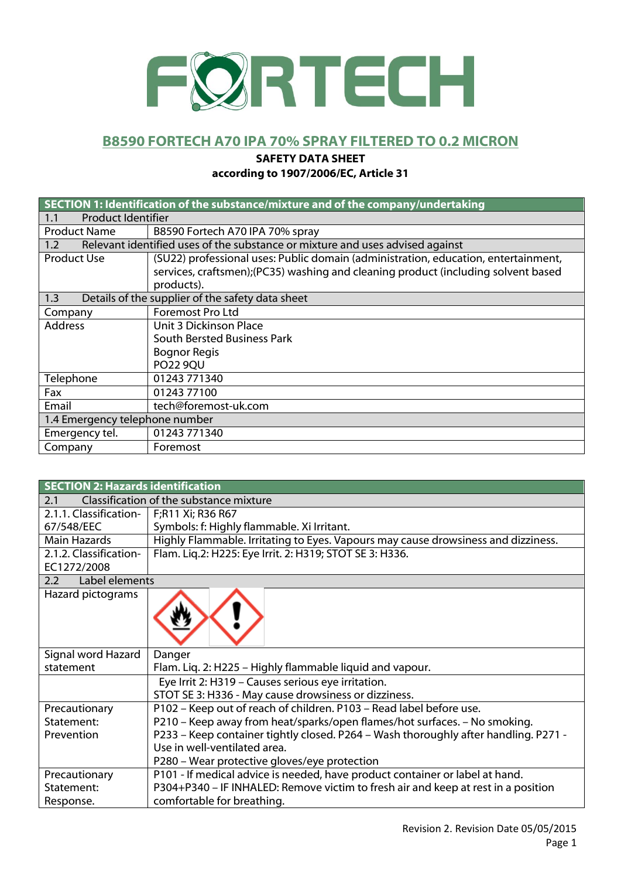# B8590 FORTECH A70 IPA 70% SPRAY FILTERED TO 0.2 MICRON

**SAFETY DATA SHEET**

**according to 1907/2006/EC, Article 31**

| **SECTION 1: Identification of the substance/mixture and of the company/undertaking** | |
|---|---|
| 1.1 Product Identifier | |
| Product Name | B8590 Fortech A70 IPA 70% spray |
| 1.2 Relevant identified uses of the substance or mixture and uses advised against | |
| Product Use | (SU22) professional uses: Public domain (administration, education, entertainment, services, craftsmen);(PC35) washing and cleaning product (including solvent based products). |
| 1.3 Details of the supplier of the safety data sheet | |
| Company | Foremost Pro Ltd |
| Address | Unit 3 Dickinson Place<br>South Bersted Business Park<br>Bognor Regis<br>PO22 9QU |
| Telephone | 01243 771340 |
| Fax | 01243 77100 |
| Email | tech@foremost-uk.com |
| 1.4 Emergency telephone number | |
| Emergency tel. | 01243 771340 |
| Company | Foremost |

| **SECTION 2: Hazards identification** | |
|---|---|
| 2.1 Classification of the substance mixture | |
| 2.1.1. Classification-67/548/EEC | F;R11 Xi; R36 R67<br>Symbols: f: Highly flammable. Xi Irritant. |
| Main Hazards | Highly Flammable. Irritating to Eyes. Vapours may cause drowsiness and dizziness. |
| 2.1.2. Classification-EC1272/2008 | Flam. Liq.2: H225: Eye Irrit. 2: H319; STOT SE 3: H336. |
| 2.2 Label elements | |
| Hazard pictograms | |
| Signal word Hazard statement | Danger<br>Flam. Liq. 2: H225 – Highly flammable liquid and vapour. |
| | Eye Irrit 2: H319 – Causes serious eye irritation.<br>STOT SE 3: H336 - May cause drowsiness or dizziness. |
| Precautionary Statement: Prevention | P102 – Keep out of reach of children. P103 – Read label before use.<br>P210 – Keep away from heat/sparks/open flames/hot surfaces. – No smoking.<br>P233 – Keep container tightly closed. P264 – Wash thoroughly after handling. P271 - Use in well-ventilated area.<br>P280 – Wear protective gloves/eye protection |
| Precautionary Statement: Response. | P101 - If medical advice is needed, have product container or label at hand.<br>P304+P340 – IF INHALED: Remove victim to fresh air and keep at rest in a position comfortable for breathing. |

Revision 2. Revision Date 05/05/2015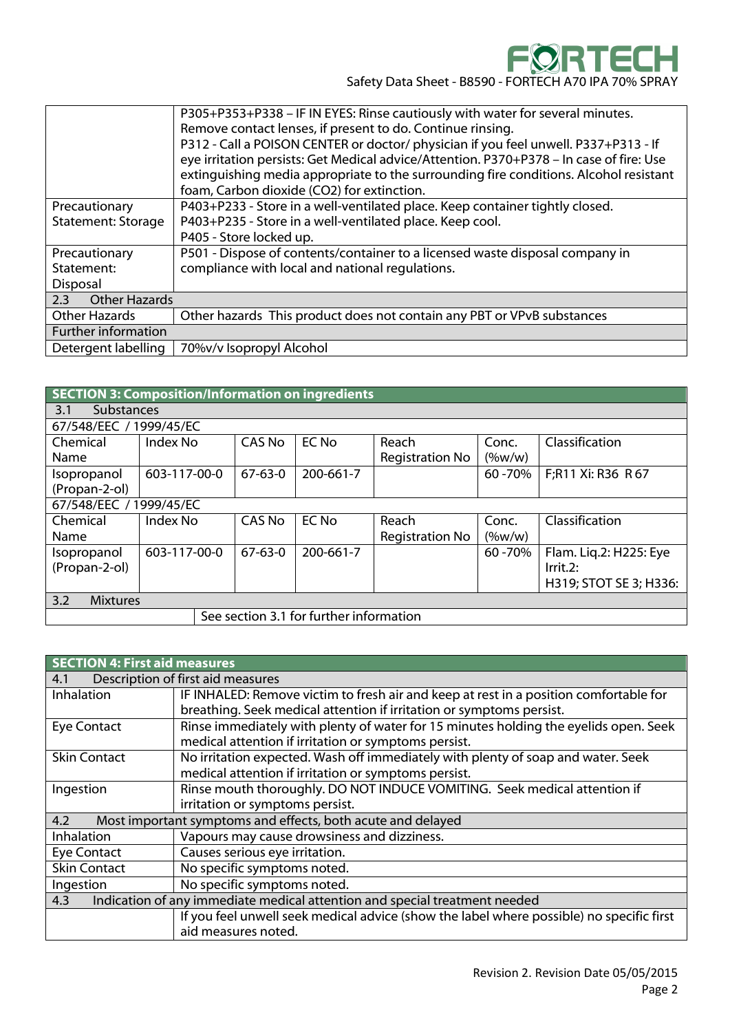| | |
|---|---|
| | P305+P353+P338 – IF IN EYES: Rinse cautiously with water for several minutes. Remove contact lenses, if present to do. Continue rinsing. P312 - Call a POISON CENTER or doctor/ physician if you feel unwell. P337+P313 - If eye irritation persists: Get Medical advice/Attention. P370+P378 – In case of fire: Use extinguishing media appropriate to the surrounding fire conditions. Alcohol resistant foam, Carbon dioxide ($CO_2$) for extinction. |
| Precautionary Statement: Storage | P403+P233 - Store in a well-ventilated place. Keep container tightly closed. P403+P235 - Store in a well-ventilated place. Keep cool. P405 - Store locked up. |
| Precautionary Statement: Disposal | P501 - Dispose of contents/container to a licensed waste disposal company in compliance with local and national regulations. |
| **2.3 Other Hazards** | |
| Other Hazards | Other hazards This product does not contain any PBT or VPvB substances |
| **Further information** | |
| Detergent labelling | 70%v/v Isopropyl Alcohol |

## SECTION 3: Composition/Information on ingredients

| 3.1 Substances | | | | | | |
|---|---|---|---|---|---|---|
| 67/548/EEC / 1999/45/EC | | | | | | |
| Chemical Name | Index No | CAS No | EC No | Reach Registration No | Conc. (%w/w) | Classification |
| Isopropanol (Propan-2-ol) | 603-117-00-0 | 67-63-0 | 200-661-7 | | 60 -70% | F;R11 Xi: R36 R 67 |
| 67/548/EEC / 1999/45/EC | | | | | | |
| Chemical Name | Index No | CAS No | EC No | Reach Registration No | Conc. (%w/w) | Classification |
| Isopropanol (Propan-2-ol) | 603-117-00-0 | 67-63-0 | 200-661-7 | | 60 -70% | Flam. Liq.2: H225: Eye Irrit.2: H319; STOT SE 3; H336: |
| **3.2 Mixtures** | | | | | | |
| | See section 3.1 for further information | | | | | |

## SECTION 4: First aid measures

| 4.1 Description of first aid measures | |
|---|---|
| Inhalation | IF INHALED: Remove victim to fresh air and keep at rest in a position comfortable for breathing. Seek medical attention if irritation or symptoms persist. |
| Eye Contact | Rinse immediately with plenty of water for 15 minutes holding the eyelids open. Seek medical attention if irritation or symptoms persist. |
| Skin Contact | No irritation expected. Wash off immediately with plenty of soap and water. Seek medical attention if irritation or symptoms persist. |
| Ingestion | Rinse mouth thoroughly. DO NOT INDUCE VOMITING. Seek medical attention if irritation or symptoms persist. |
| **4.2 Most important symptoms and effects, both acute and delayed** | |
| Inhalation | Vapours may cause drowsiness and dizziness. |
| Eye Contact | Causes serious eye irritation. |
| Skin Contact | No specific symptoms noted. |
| Ingestion | No specific symptoms noted. |
| **4.3 Indication of any immediate medical attention and special treatment needed** | |
| | If you feel unwell seek medical advice (show the label where possible) no specific first aid measures noted. |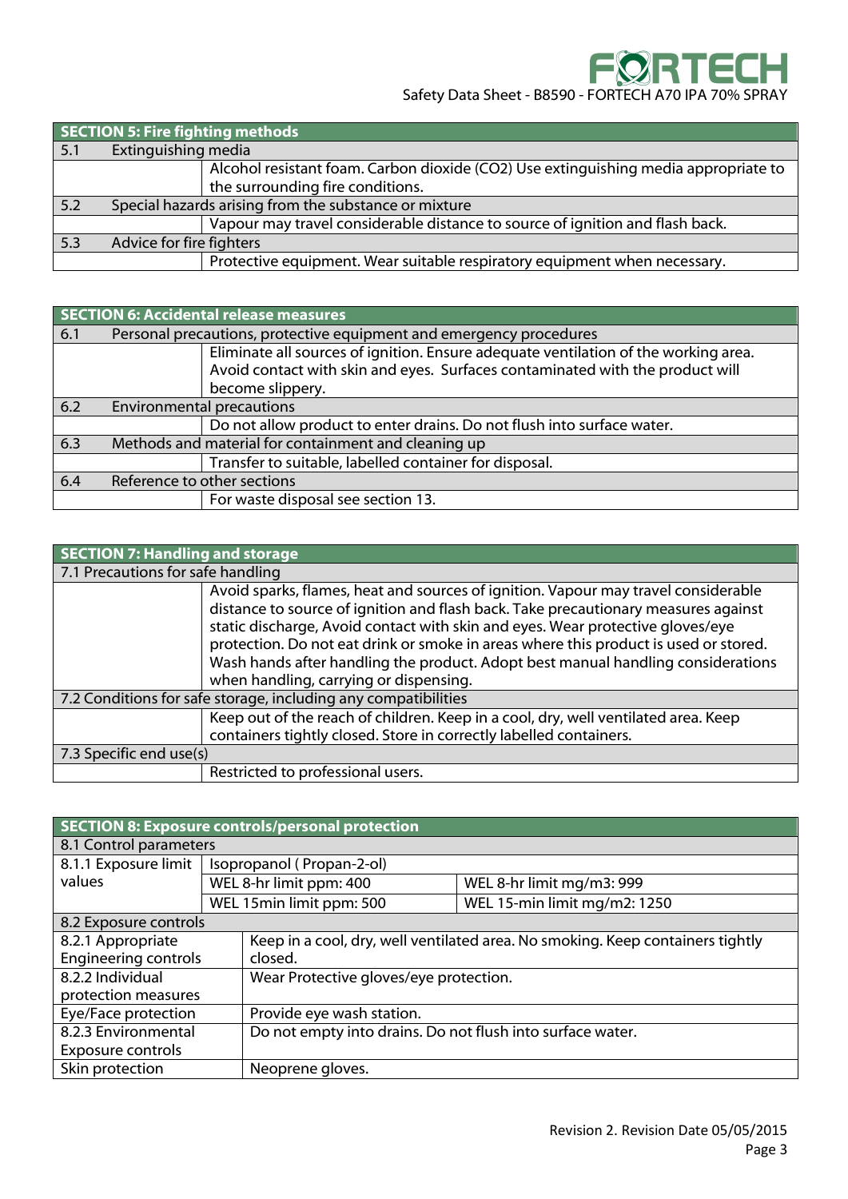## SECTION 5: Fire fighting methods

| | |
|---|---|
| **5.1 Extinguishing media** | |
| | Alcohol resistant foam. Carbon dioxide ($CO_2$) Use extinguishing media appropriate to the surrounding fire conditions. |
| **5.2 Special hazards arising from the substance or mixture** | |
| | Vapour may travel considerable distance to source of ignition and flash back. |
| **5.3 Advice for fire fighters** | |
| | Protective equipment. Wear suitable respiratory equipment when necessary. |

## SECTION 6: Accidental release measures

| | |
|---|---|
| **6.1 Personal precautions, protective equipment and emergency procedures** | |
| | Eliminate all sources of ignition. Ensure adequate ventilation of the working area. Avoid contact with skin and eyes. Surfaces contaminated with the product will become slippery. |
| **6.2 Environmental precautions** | |
| | Do not allow product to enter drains. Do not flush into surface water. |
| **6.3 Methods and material for containment and cleaning up** | |
| | Transfer to suitable, labelled container for disposal. |
| **6.4 Reference to other sections** | |
| | For waste disposal see section 13. |

## SECTION 7: Handling and storage

| | |
|---|---|
| **7.1 Precautions for safe handling** | |
| | Avoid sparks, flames, heat and sources of ignition. Vapour may travel considerable distance to source of ignition and flash back. Take precautionary measures against static discharge, Avoid contact with skin and eyes. Wear protective gloves/eye protection. Do not eat drink or smoke in areas where this product is used or stored. Wash hands after handling the product. Adopt best manual handling considerations when handling, carrying or dispensing. |
| **7.2 Conditions for safe storage, including any compatibilities** | |
| | Keep out of the reach of children. Keep in a cool, dry, well ventilated area. Keep containers tightly closed. Store in correctly labelled containers. |
| **7.3 Specific end use(s)** | |
| | Restricted to professional users. |

## SECTION 8: Exposure controls/personal protection

**8.1 Control parameters**

| 8.1.1 Exposure limit values | Isopropanol ( Propan-2-ol) | |
|---|---|---|
| | WEL 8-hr limit ppm: 400 | WEL 8-hr limit mg/m3: 999 |
| | WEL 15min limit ppm: 500 | WEL 15-min limit mg/m2: 1250 |

**8.2 Exposure controls**

| | |
|---|---|
| 8.2.1 Appropriate Engineering controls | Keep in a cool, dry, well ventilated area. No smoking. Keep containers tightly closed. |
| 8.2.2 Individual protection measures | Wear Protective gloves/eye protection. |
| Eye/Face protection | Provide eye wash station. |
| 8.2.3 Environmental Exposure controls | Do not empty into drains. Do not flush into surface water. |
| Skin protection | Neoprene gloves. |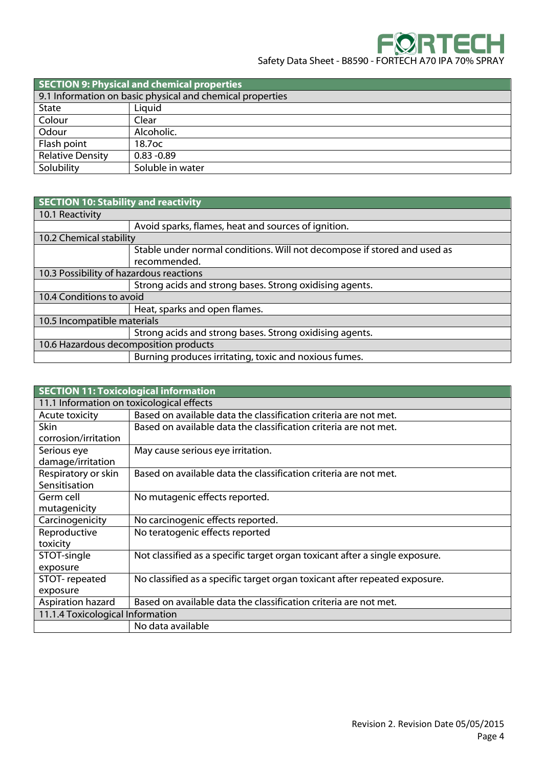## SECTION 9: Physical and chemical properties

| 9.1 Information on basic physical and chemical properties | |
|---|---|
| State | Liquid |
| Colour | Clear |
| Odour | Alcoholic. |
| Flash point | 18.7oc |
| Relative Density | 0.83 -0.89 |
| Solubility | Soluble in water |

## SECTION 10: Stability and reactivity

| 10.1 Reactivity | |
|---|---|
| | Avoid sparks, flames, heat and sources of ignition. |
| **10.2 Chemical stability** | |
| | Stable under normal conditions. Will not decompose if stored and used as recommended. |
| **10.3 Possibility of hazardous reactions** | |
| | Strong acids and strong bases. Strong oxidising agents. |
| **10.4 Conditions to avoid** | |
| | Heat, sparks and open flames. |
| **10.5 Incompatible materials** | |
| | Strong acids and strong bases. Strong oxidising agents. |
| **10.6 Hazardous decomposition products** | |
| | Burning produces irritating, toxic and noxious fumes. |

## SECTION 11: Toxicological information

| 11.1 Information on toxicological effects | |
|---|---|
| Acute toxicity | Based on available data the classification criteria are not met. |
| Skin corrosion/irritation | Based on available data the classification criteria are not met. |
| Serious eye damage/irritation | May cause serious eye irritation. |
| Respiratory or skin Sensitisation | Based on available data the classification criteria are not met. |
| Germ cell mutagenicity | No mutagenic effects reported. |
| Carcinogenicity | No carcinogenic effects reported. |
| Reproductive toxicity | No teratogenic effects reported |
| STOT-single exposure | Not classified as a specific target organ toxicant after a single exposure. |
| STOT- repeated exposure | No classified as a specific target organ toxicant after repeated exposure. |
| Aspiration hazard | Based on available data the classification criteria are not met. |
| **11.1.4 Toxicological Information** | |
| | No data available |

Revision 2. Revision Date 05/05/2015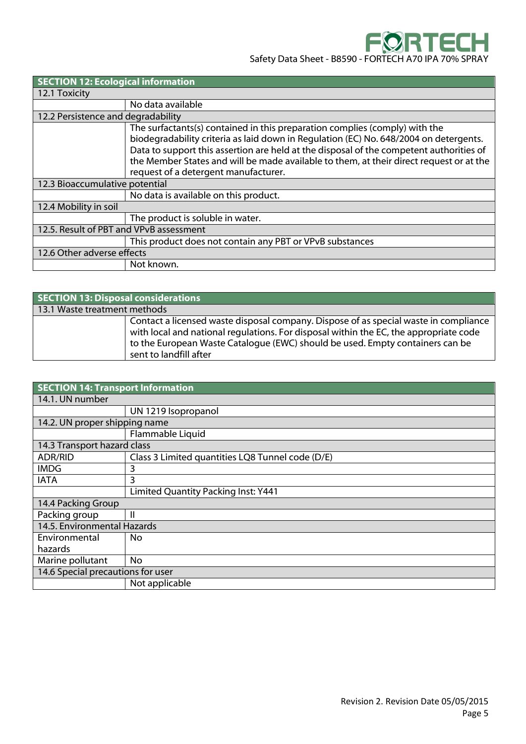## SECTION 12: Ecological information

| SECTION 12: Ecological information | |
|---|---|
| **12.1 Toxicity** | |
| | No data available |
| **12.2 Persistence and degradability** | |
| | The surfactants(s) contained in this preparation complies (comply) with the biodegradability criteria as laid down in Regulation (EC) No. 648/2004 on detergents. Data to support this assertion are held at the disposal of the competent authorities of the Member States and will be made available to them, at their direct request or at the request of a detergent manufacturer. |
| **12.3 Bioaccumulative potential** | |
| | No data is available on this product. |
| **12.4 Mobility in soil** | |
| | The product is soluble in water. |
| **12.5. Result of PBT and VPvB assessment** | |
| | This product does not contain any PBT or VPvB substances |
| **12.6 Other adverse effects** | |
| | Not known. |

## SECTION 13: Disposal considerations

| SECTION 13: Disposal considerations | |
|---|---|
| **13.1 Waste treatment methods** | |
| | Contact a licensed waste disposal company. Dispose of as special waste in compliance with local and national regulations. For disposal within the EC, the appropriate code to the European Waste Catalogue (EWC) should be used. Empty containers can be sent to landfill after |

## SECTION 14: Transport Information

| SECTION 14: Transport Information | |
|---|---|
| **14.1. UN number** | |
| | UN 1219 Isopropanol |
| **14.2. UN proper shipping name** | |
| | Flammable Liquid |
| **14.3 Transport hazard class** | |
| ADR/RID | Class 3 Limited quantities LQ8 Tunnel code (D/E) |
| IMDG | 3 |
| IATA | 3 |
| | Limited Quantity Packing Inst: Y441 |
| **14.4 Packing Group** | |
| Packing group | II |
| **14.5. Environmental Hazards** | |
| Environmental hazards | No |
| Marine pollutant | No |
| **14.6 Special precautions for user** | |
| | Not applicable |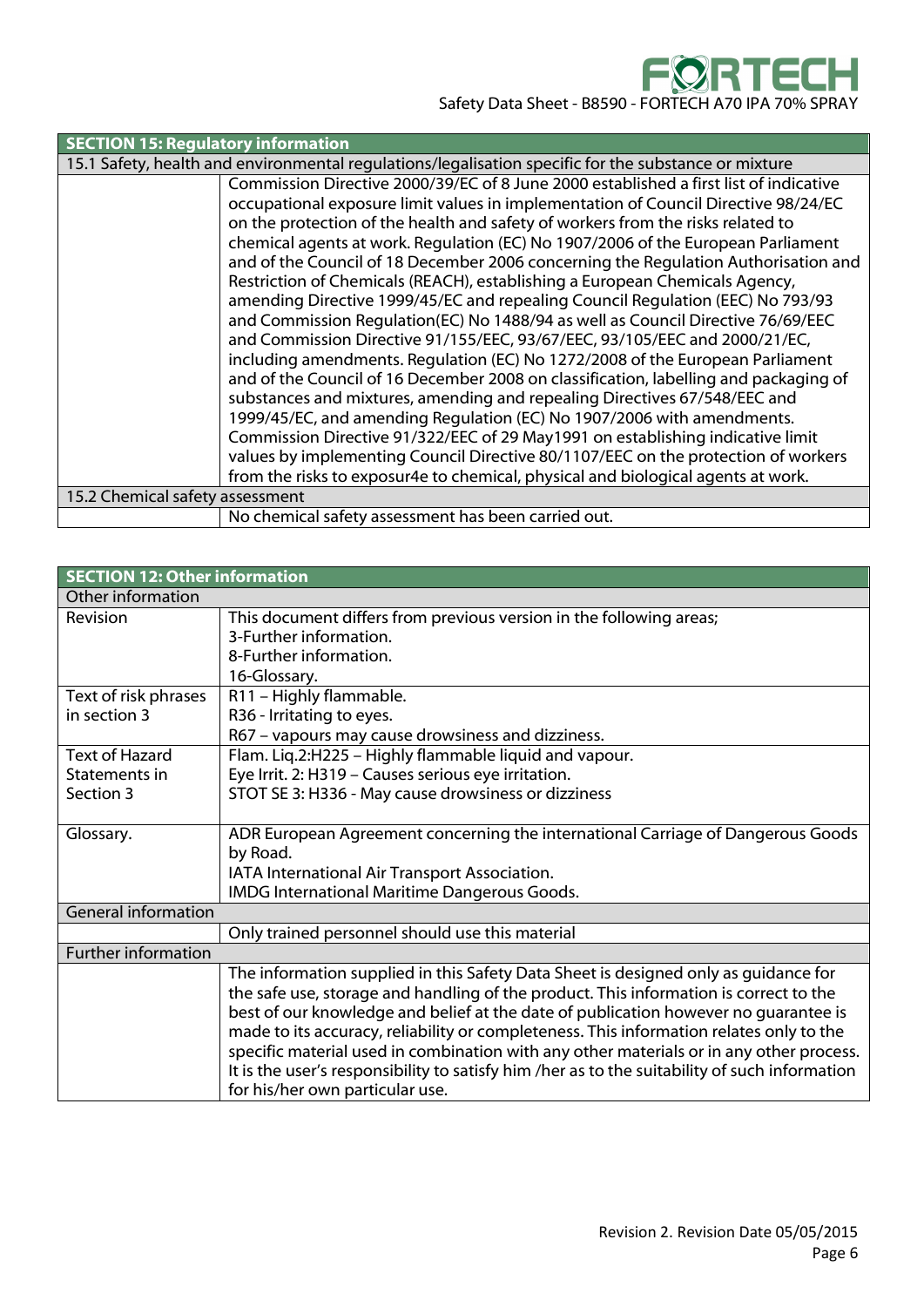## SECTION 15: Regulatory information

| | |
|---|---|
| **15.1 Safety, health and environmental regulations/legalisation specific for the substance or mixture** | |
| | Commission Directive 2000/39/EC of 8 June 2000 established a first list of indicative occupational exposure limit values in implementation of Council Directive 98/24/EC on the protection of the health and safety of workers from the risks related to chemical agents at work. Regulation (EC) No 1907/2006 of the European Parliament and of the Council of 18 December 2006 concerning the Regulation Authorisation and Restriction of Chemicals (REACH), establishing a European Chemicals Agency, amending Directive 1999/45/EC and repealing Council Regulation (EEC) No 793/93 and Commission Regulation(EC) No 1488/94 as well as Council Directive 76/69/EEC and Commission Directive 91/155/EEC, 93/67/EEC, 93/105/EEC and 2000/21/EC, including amendments. Regulation (EC) No 1272/2008 of the European Parliament and of the Council of 16 December 2008 on classification, labelling and packaging of substances and mixtures, amending and repealing Directives 67/548/EEC and 1999/45/EC, and amending Regulation (EC) No 1907/2006 with amendments. Commission Directive 91/322/EEC of 29 May1991 on establishing indicative limit values by implementing Council Directive 80/1107/EEC on the protection of workers from the risks to exposur4e to chemical, physical and biological agents at work. |
| **15.2 Chemical safety assessment** | |
| | No chemical safety assessment has been carried out. |

## SECTION 12: Other information

| | |
|---|---|
| **Other information** | |
| Revision | This document differs from previous version in the following areas;<br>3-Further information.<br>8-Further information.<br>16-Glossary. |
| Text of risk phrases in section 3 | R11 – Highly flammable.<br>R36 - Irritating to eyes.<br>R67 – vapours may cause drowsiness and dizziness. |
| Text of Hazard Statements in Section 3 | Flam. Liq.2:H225 – Highly flammable liquid and vapour.<br>Eye Irrit. 2: H319 – Causes serious eye irritation.<br>STOT SE 3: H336 - May cause drowsiness or dizziness |
| Glossary. | ADR European Agreement concerning the international Carriage of Dangerous Goods by Road.<br>IATA International Air Transport Association.<br>IMDG International Maritime Dangerous Goods. |
| **General information** | |
| | Only trained personnel should use this material |
| **Further information** | |
| | The information supplied in this Safety Data Sheet is designed only as guidance for the safe use, storage and handling of the product. This information is correct to the best of our knowledge and belief at the date of publication however no guarantee is made to its accuracy, reliability or completeness. This information relates only to the specific material used in combination with any other materials or in any other process. It is the user's responsibility to satisfy him /her as to the suitability of such information for his/her own particular use. |